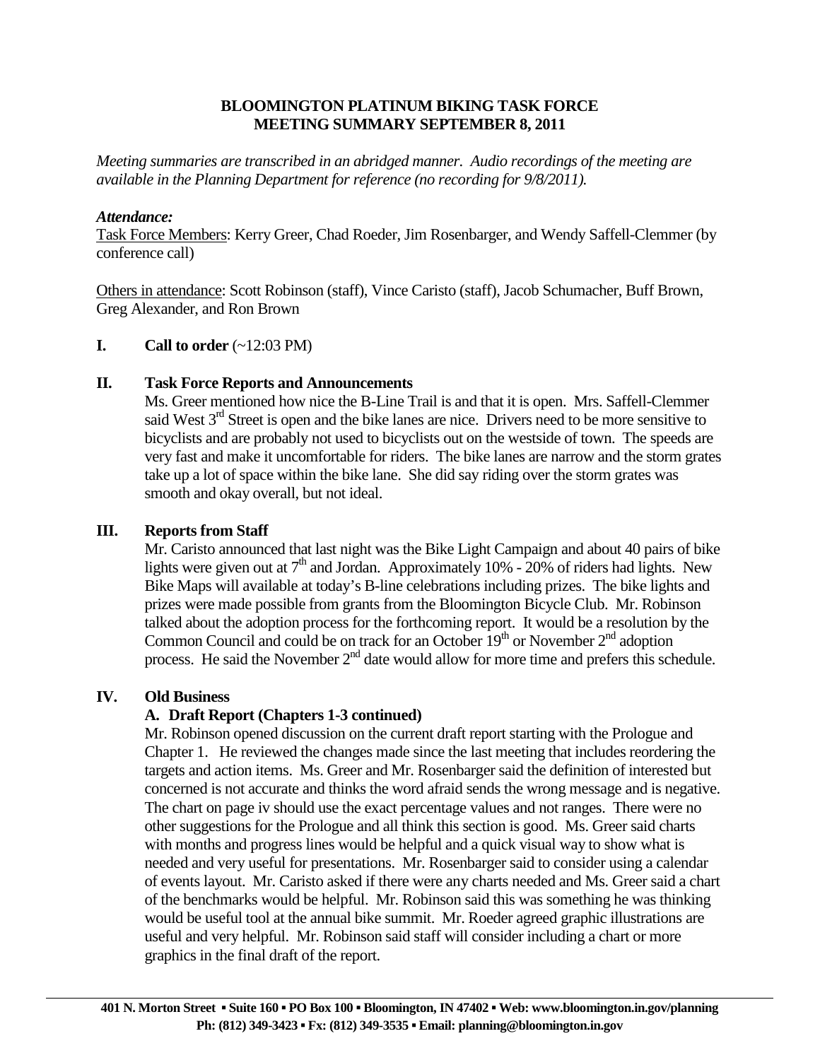# BLOOMINGTON PLATINUM BIKING TASK FORCE
## MEETING SUMMARY SEPTEMBER 8, 2011

*Meeting summaries are transcribed in an abridged manner. Audio recordings of the meeting are available in the Planning Department for reference (no recording for 9/8/2011).*

***Attendance:***

Task Force Members: Kerry Greer, Chad Roeder, Jim Rosenbarger, and Wendy Saffell-Clemmer (by conference call)

Others in attendance: Scott Robinson (staff), Vince Caristo (staff), Jacob Schumacher, Buff Brown, Greg Alexander, and Ron Brown

**I. Call to order** (~12:03 PM)

**II. Task Force Reports and Announcements**

Ms. Greer mentioned how nice the B-Line Trail is and that it is open. Mrs. Saffell-Clemmer said West 3rd Street is open and the bike lanes are nice. Drivers need to be more sensitive to bicyclists and are probably not used to bicyclists out on the westside of town. The speeds are very fast and make it uncomfortable for riders. The bike lanes are narrow and the storm grates take up a lot of space within the bike lane. She did say riding over the storm grates was smooth and okay overall, but not ideal.

**III. Reports from Staff**

Mr. Caristo announced that last night was the Bike Light Campaign and about 40 pairs of bike lights were given out at 7th and Jordan. Approximately 10% - 20% of riders had lights. New Bike Maps will available at today's B-line celebrations including prizes. The bike lights and prizes were made possible from grants from the Bloomington Bicycle Club. Mr. Robinson talked about the adoption process for the forthcoming report. It would be a resolution by the Common Council and could be on track for an October 19th or November 2nd adoption process. He said the November 2nd date would allow for more time and prefers this schedule.

**IV. Old Business**

**A. Draft Report (Chapters 1-3 continued)**

Mr. Robinson opened discussion on the current draft report starting with the Prologue and Chapter 1. He reviewed the changes made since the last meeting that includes reordering the targets and action items. Ms. Greer and Mr. Rosenbarger said the definition of interested but concerned is not accurate and thinks the word afraid sends the wrong message and is negative. The chart on page iv should use the exact percentage values and not ranges. There were no other suggestions for the Prologue and all think this section is good. Ms. Greer said charts with months and progress lines would be helpful and a quick visual way to show what is needed and very useful for presentations. Mr. Rosenbarger said to consider using a calendar of events layout. Mr. Caristo asked if there were any charts needed and Ms. Greer said a chart of the benchmarks would be helpful. Mr. Robinson said this was something he was thinking would be useful tool at the annual bike summit. Mr. Roeder agreed graphic illustrations are useful and very helpful. Mr. Robinson said staff will consider including a chart or more graphics in the final draft of the report.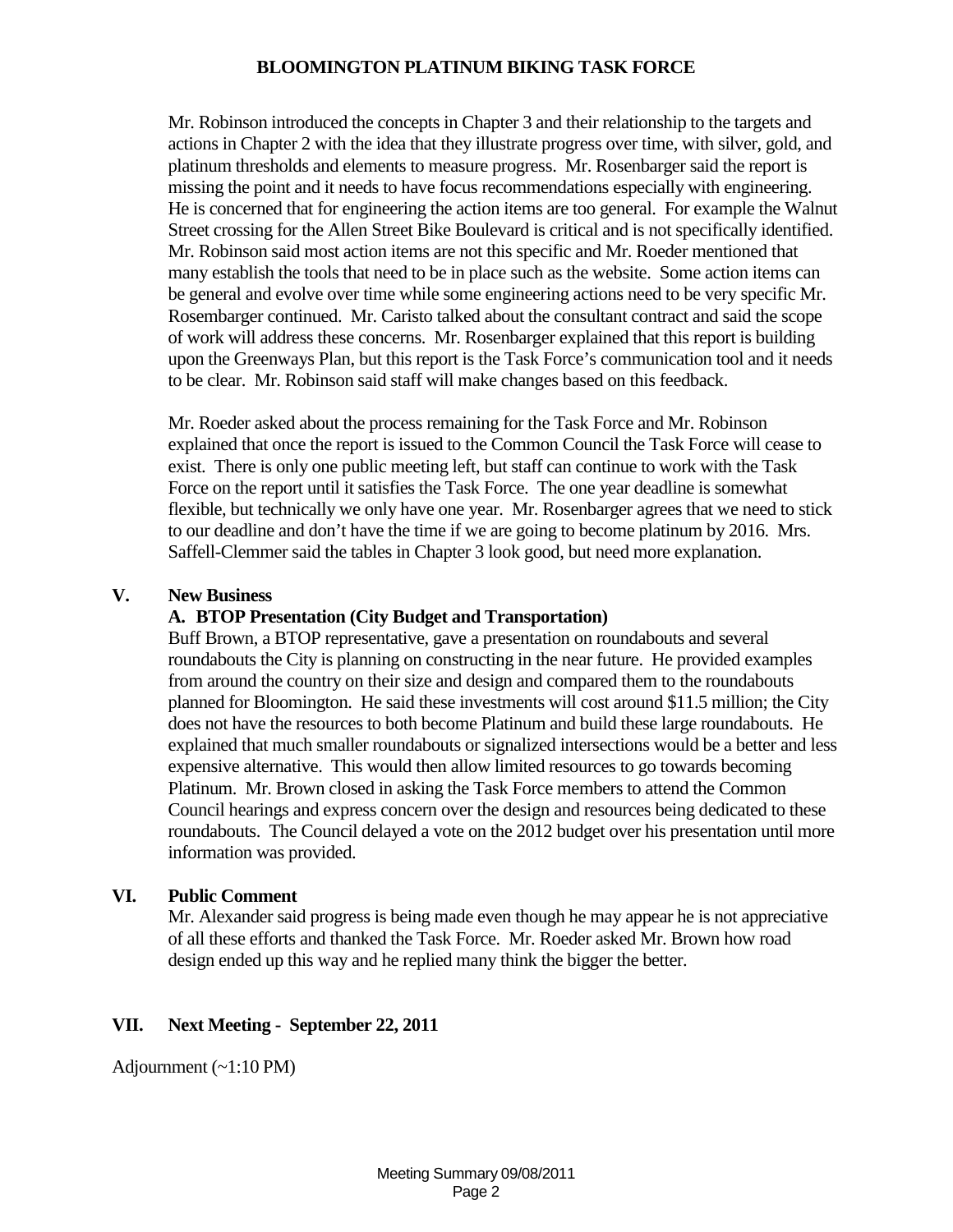Mr. Robinson introduced the concepts in Chapter 3 and their relationship to the targets and actions in Chapter 2 with the idea that they illustrate progress over time, with silver, gold, and platinum thresholds and elements to measure progress. Mr. Rosenbarger said the report is missing the point and it needs to have focus recommendations especially with engineering. He is concerned that for engineering the action items are too general. For example the Walnut Street crossing for the Allen Street Bike Boulevard is critical and is not specifically identified. Mr. Robinson said most action items are not this specific and Mr. Roeder mentioned that many establish the tools that need to be in place such as the website. Some action items can be general and evolve over time while some engineering actions need to be very specific Mr. Rosembarger continued. Mr. Caristo talked about the consultant contract and said the scope of work will address these concerns. Mr. Rosenbarger explained that this report is building upon the Greenways Plan, but this report is the Task Force's communication tool and it needs to be clear. Mr. Robinson said staff will make changes based on this feedback.

Mr. Roeder asked about the process remaining for the Task Force and Mr. Robinson explained that once the report is issued to the Common Council the Task Force will cease to exist. There is only one public meeting left, but staff can continue to work with the Task Force on the report until it satisfies the Task Force. The one year deadline is somewhat flexible, but technically we only have one year. Mr. Rosenbarger agrees that we need to stick to our deadline and don't have the time if we are going to become platinum by 2016. Mrs. Saffell-Clemmer said the tables in Chapter 3 look good, but need more explanation.

## V. New Business

### A. BTOP Presentation (City Budget and Transportation)

Buff Brown, a BTOP representative, gave a presentation on roundabouts and several roundabouts the City is planning on constructing in the near future. He provided examples from around the country on their size and design and compared them to the roundabouts planned for Bloomington. He said these investments will cost around $11.5 million; the City does not have the resources to both become Platinum and build these large roundabouts. He explained that much smaller roundabouts or signalized intersections would be a better and less expensive alternative. This would then allow limited resources to go towards becoming Platinum. Mr. Brown closed in asking the Task Force members to attend the Common Council hearings and express concern over the design and resources being dedicated to these roundabouts. The Council delayed a vote on the 2012 budget over his presentation until more information was provided.

## VI. Public Comment

Mr. Alexander said progress is being made even though he may appear he is not appreciative of all these efforts and thanked the Task Force. Mr. Roeder asked Mr. Brown how road design ended up this way and he replied many think the bigger the better.

## VII. Next Meeting - September 22, 2011

Adjournment (~1:10 PM)